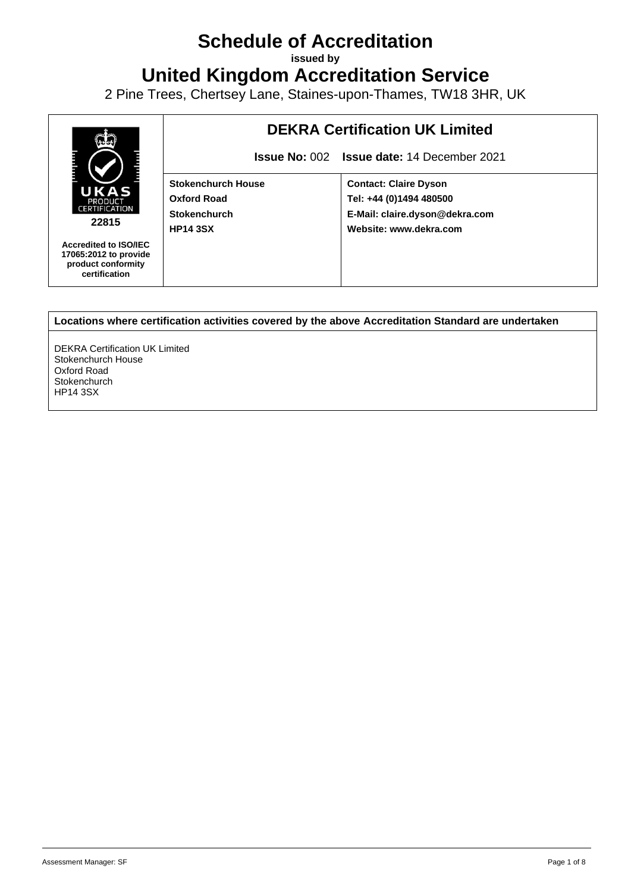# Schedule of Accreditation

**issued by**

# United Kingdom Accreditation Service

2 Pine Trees, Chertsey Lane, Staines-upon-Thames, TW18 3HR, UK

| UKAS PRODUCT CERTIFICATION 22815 Accredited to ISO/IEC 17065:2012 to provide product conformity certification | **DEKRA Certification UK Limited** | |
|---|---|---|
| | **Issue No:** 002 **Issue date:** 14 December 2021 | |
| | **Stokenchurch House**<br>**Oxford Road**<br>**Stokenchurch**<br>**HP14 3SX** | **Contact: Claire Dyson**<br>**Tel: +44 (0)1494 480500**<br>**E-Mail: claire.dyson@dekra.com**<br>**Website: www.dekra.com** |

| **Locations where certification activities covered by the above Accreditation Standard are undertaken** |
|---|
| DEKRA Certification UK Limited<br>Stokenchurch House<br>Oxford Road<br>Stokenchurch<br>HP14 3SX |

Assessment Manager: SF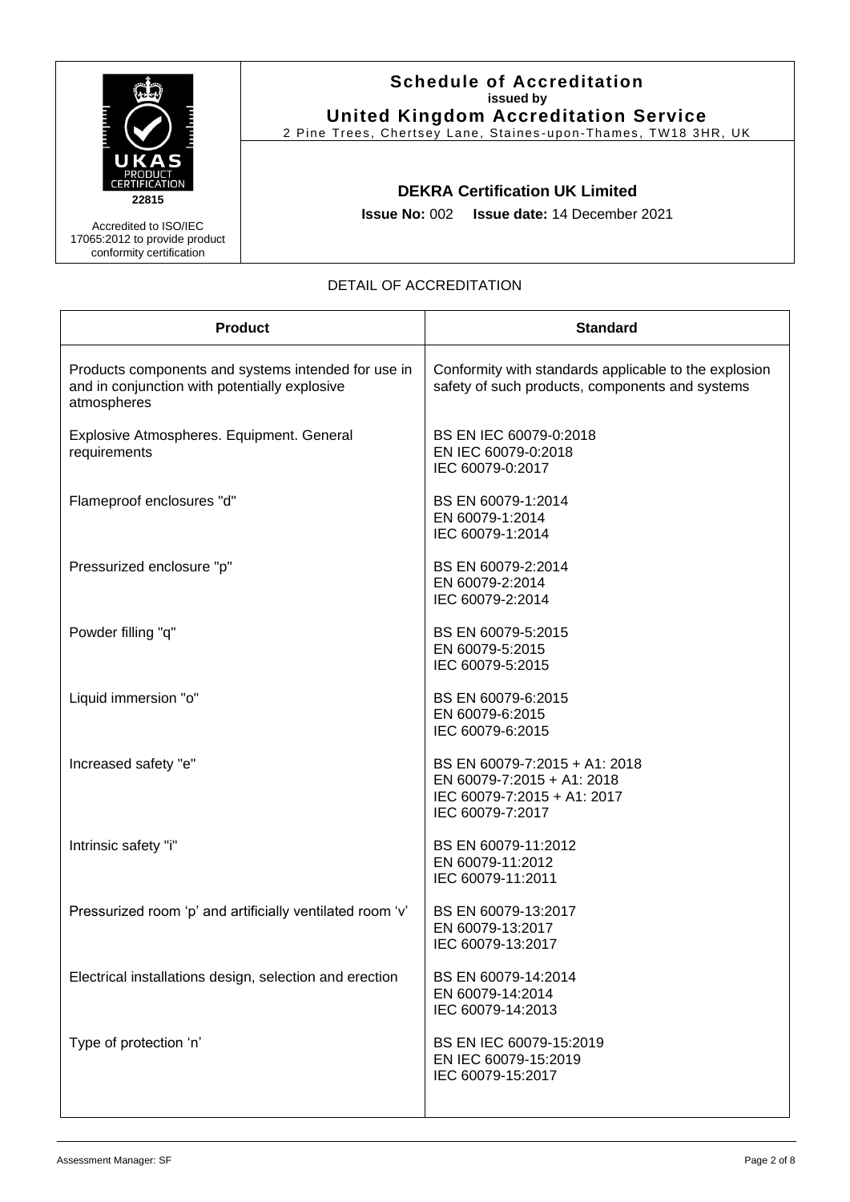# Schedule of Accreditation

**issued by**

**United Kingdom Accreditation Service**

2 Pine Trees, Chertsey Lane, Staines-upon-Thames, TW18 3HR, UK

22815

Accredited to ISO/IEC 17065:2012 to provide product conformity certification

## DEKRA Certification UK Limited

**Issue No:** 002 **Issue date:** 14 December 2021

DETAIL OF ACCREDITATION

| Product | Standard |
|---|---|
| Products components and systems intended for use in and in conjunction with potentially explosive atmospheres | Conformity with standards applicable to the explosion safety of such products, components and systems |
| Explosive Atmospheres. Equipment. General requirements | BS EN IEC 60079-0:2018<br>EN IEC 60079-0:2018<br>IEC 60079-0:2017 |
| Flameproof enclosures "d" | BS EN 60079-1:2014<br>EN 60079-1:2014<br>IEC 60079-1:2014 |
| Pressurized enclosure "p" | BS EN 60079-2:2014<br>EN 60079-2:2014<br>IEC 60079-2:2014 |
| Powder filling "q" | BS EN 60079-5:2015<br>EN 60079-5:2015<br>IEC 60079-5:2015 |
| Liquid immersion "o" | BS EN 60079-6:2015<br>EN 60079-6:2015<br>IEC 60079-6:2015 |
| Increased safety "e" | BS EN 60079-7:2015 + A1: 2018<br>EN 60079-7:2015 + A1: 2018<br>IEC 60079-7:2015 + A1: 2017<br>IEC 60079-7:2017 |
| Intrinsic safety "i" | BS EN 60079-11:2012<br>EN 60079-11:2012<br>IEC 60079-11:2011 |
| Pressurized room 'p' and artificially ventilated room 'v' | BS EN 60079-13:2017<br>EN 60079-13:2017<br>IEC 60079-13:2017 |
| Electrical installations design, selection and erection | BS EN 60079-14:2014<br>EN 60079-14:2014<br>IEC 60079-14:2013 |
| Type of protection 'n' | BS EN IEC 60079-15:2019<br>EN IEC 60079-15:2019<br>IEC 60079-15:2017 |

Assessment Manager: SF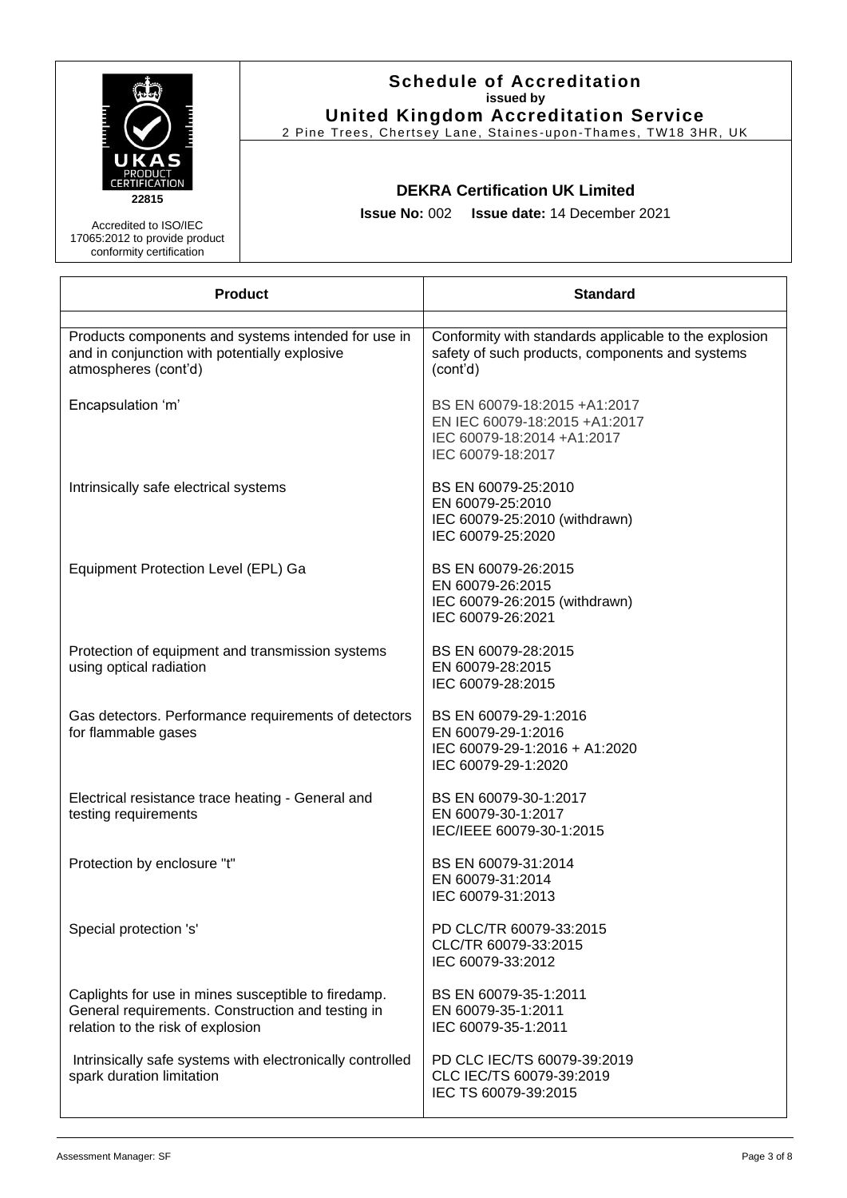**Schedule of Accreditation**
**issued by**
**United Kingdom Accreditation Service**
2 Pine Trees, Chertsey Lane, Staines-upon-Thames, TW18 3HR, UK

22815

Accredited to ISO/IEC 17065:2012 to provide product conformity certification

**DEKRA Certification UK Limited**

**Issue No:** 002 **Issue date:** 14 December 2021

| Product | Standard |
|---|---|
| Products components and systems intended for use in and in conjunction with potentially explosive atmospheres (cont'd) | Conformity with standards applicable to the explosion safety of such products, components and systems (cont'd) |
| Encapsulation 'm' | BS EN 60079-18:2015 +A1:2017<br>EN IEC 60079-18:2015 +A1:2017<br>IEC 60079-18:2014 +A1:2017<br>IEC 60079-18:2017 |
| Intrinsically safe electrical systems | BS EN 60079-25:2010<br>EN 60079-25:2010<br>IEC 60079-25:2010 (withdrawn)<br>IEC 60079-25:2020 |
| Equipment Protection Level (EPL) Ga | BS EN 60079-26:2015<br>EN 60079-26:2015<br>IEC 60079-26:2015 (withdrawn)<br>IEC 60079-26:2021 |
| Protection of equipment and transmission systems using optical radiation | BS EN 60079-28:2015<br>EN 60079-28:2015<br>IEC 60079-28:2015 |
| Gas detectors. Performance requirements of detectors for flammable gases | BS EN 60079-29-1:2016<br>EN 60079-29-1:2016<br>IEC 60079-29-1:2016 + A1:2020<br>IEC 60079-29-1:2020 |
| Electrical resistance trace heating - General and testing requirements | BS EN 60079-30-1:2017<br>EN 60079-30-1:2017<br>IEC/IEEE 60079-30-1:2015 |
| Protection by enclosure "t" | BS EN 60079-31:2014<br>EN 60079-31:2014<br>IEC 60079-31:2013 |
| Special protection 's' | PD CLC/TR 60079-33:2015<br>CLC/TR 60079-33:2015<br>IEC 60079-33:2012 |
| Caplights for use in mines susceptible to firedamp. General requirements. Construction and testing in relation to the risk of explosion | BS EN 60079-35-1:2011<br>EN 60079-35-1:2011<br>IEC 60079-35-1:2011 |
| Intrinsically safe systems with electronically controlled spark duration limitation | PD CLC IEC/TS 60079-39:2019<br>CLC IEC/TS 60079-39:2019<br>IEC TS 60079-39:2015 |

Assessment Manager: SF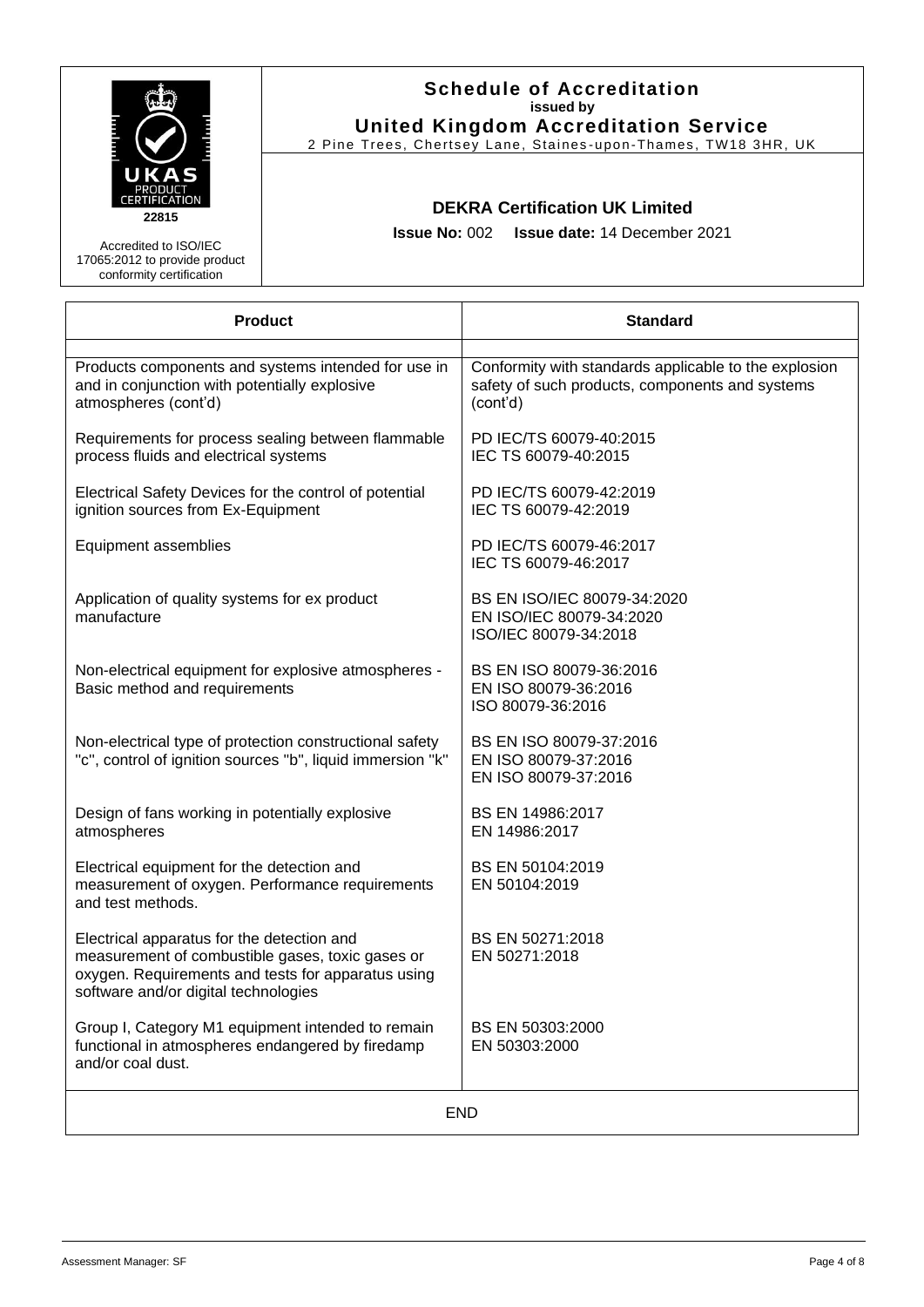**Schedule of Accreditation**
**issued by**
**United Kingdom Accreditation Service**
2 Pine Trees, Chertsey Lane, Staines-upon-Thames, TW18 3HR, UK

UKAS PRODUCT CERTIFICATION
22815

Accredited to ISO/IEC 17065:2012 to provide product conformity certification

**DEKRA Certification UK Limited**

**Issue No:** 002 **Issue date:** 14 December 2021

| Product | Standard |
|---|---|
| Products components and systems intended for use in and in conjunction with potentially explosive atmospheres (cont'd) | Conformity with standards applicable to the explosion safety of such products, components and systems (cont'd) |
| Requirements for process sealing between flammable process fluids and electrical systems | PD IEC/TS 60079-40:2015<br>IEC TS 60079-40:2015 |
| Electrical Safety Devices for the control of potential ignition sources from Ex-Equipment | PD IEC/TS 60079-42:2019<br>IEC TS 60079-42:2019 |
| Equipment assemblies | PD IEC/TS 60079-46:2017<br>IEC TS 60079-46:2017 |
| Application of quality systems for ex product manufacture | BS EN ISO/IEC 80079-34:2020<br>EN ISO/IEC 80079-34:2020<br>ISO/IEC 80079-34:2018 |
| Non-electrical equipment for explosive atmospheres - Basic method and requirements | BS EN ISO 80079-36:2016<br>EN ISO 80079-36:2016<br>ISO 80079-36:2016 |
| Non-electrical type of protection constructional safety "c", control of ignition sources "b", liquid immersion "k" | BS EN ISO 80079-37:2016<br>EN ISO 80079-37:2016<br>EN ISO 80079-37:2016 |
| Design of fans working in potentially explosive atmospheres | BS EN 14986:2017<br>EN 14986:2017 |
| Electrical equipment for the detection and measurement of oxygen. Performance requirements and test methods. | BS EN 50104:2019<br>EN 50104:2019 |
| Electrical apparatus for the detection and measurement of combustible gases, toxic gases or oxygen. Requirements and tests for apparatus using software and/or digital technologies | BS EN 50271:2018<br>EN 50271:2018 |
| Group I, Category M1 equipment intended to remain functional in atmospheres endangered by firedamp and/or coal dust. | BS EN 50303:2000<br>EN 50303:2000 |

END

Assessment Manager: SF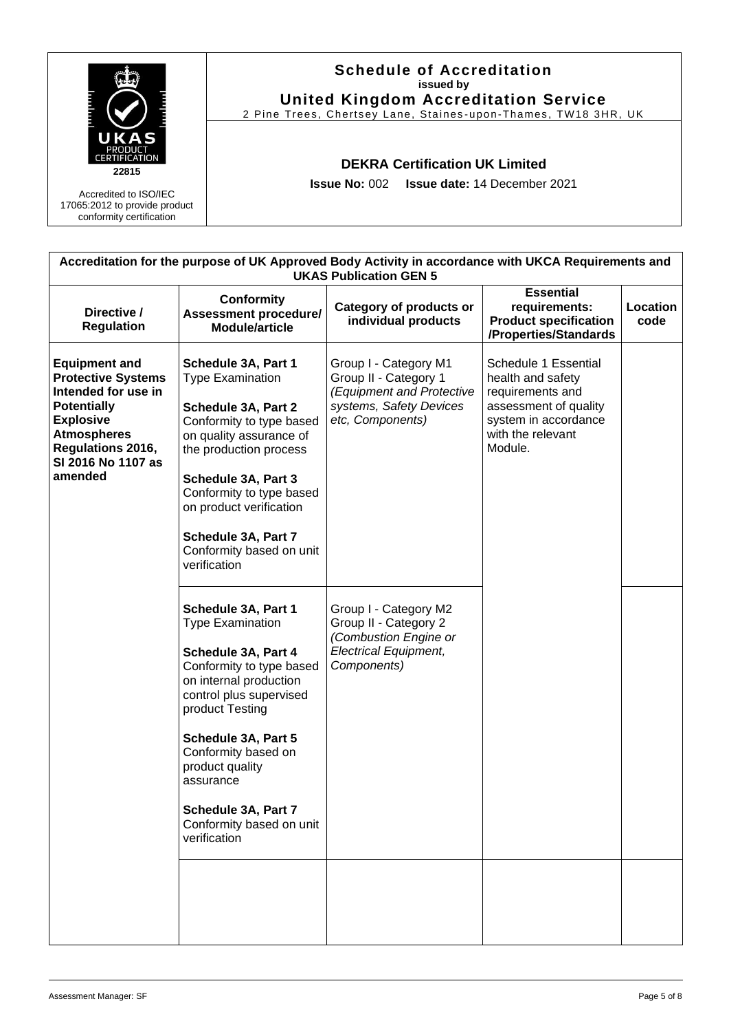**Schedule of Accreditation**
**issued by**
**United Kingdom Accreditation Service**
2 Pine Trees, Chertsey Lane, Staines-upon-Thames, TW18 3HR, UK

22815

Accredited to ISO/IEC 17065:2012 to provide product conformity certification

**DEKRA Certification UK Limited**

**Issue No:** 002 **Issue date:** 14 December 2021

| **Accreditation for the purpose of UK Approved Body Activity in accordance with UKCA Requirements and UKAS Publication GEN 5** | | | | |
|---|---|---|---|---|
| **Directive / Regulation** | **Conformity Assessment procedure/ Module/article** | **Category of products or individual products** | **Essential requirements: Product specification /Properties/Standards** | **Location code** |
| **Equipment and Protective Systems Intended for use in Potentially Explosive Atmospheres Regulations 2016, SI 2016 No 1107 as amended** | **Schedule 3A, Part 1** Type Examination<br><br>**Schedule 3A, Part 2** Conformity to type based on quality assurance of the production process<br><br>**Schedule 3A, Part 3** Conformity to type based on product verification<br><br>**Schedule 3A, Part 7** Conformity based on unit verification | Group I - Category M1<br>Group II - Category 1<br>*(Equipment and Protective systems, Safety Devices etc, Components)* | Schedule 1 Essential health and safety requirements and assessment of quality system in accordance with the relevant Module. | |
| | **Schedule 3A, Part 1** Type Examination<br><br>**Schedule 3A, Part 4** Conformity to type based on internal production control plus supervised product Testing<br><br>**Schedule 3A, Part 5** Conformity based on product quality assurance<br><br>**Schedule 3A, Part 7** Conformity based on unit verification | Group I - Category M2<br>Group II - Category 2<br>*(Combustion Engine or Electrical Equipment, Components)* | | |
| | | | | |

Assessment Manager: SF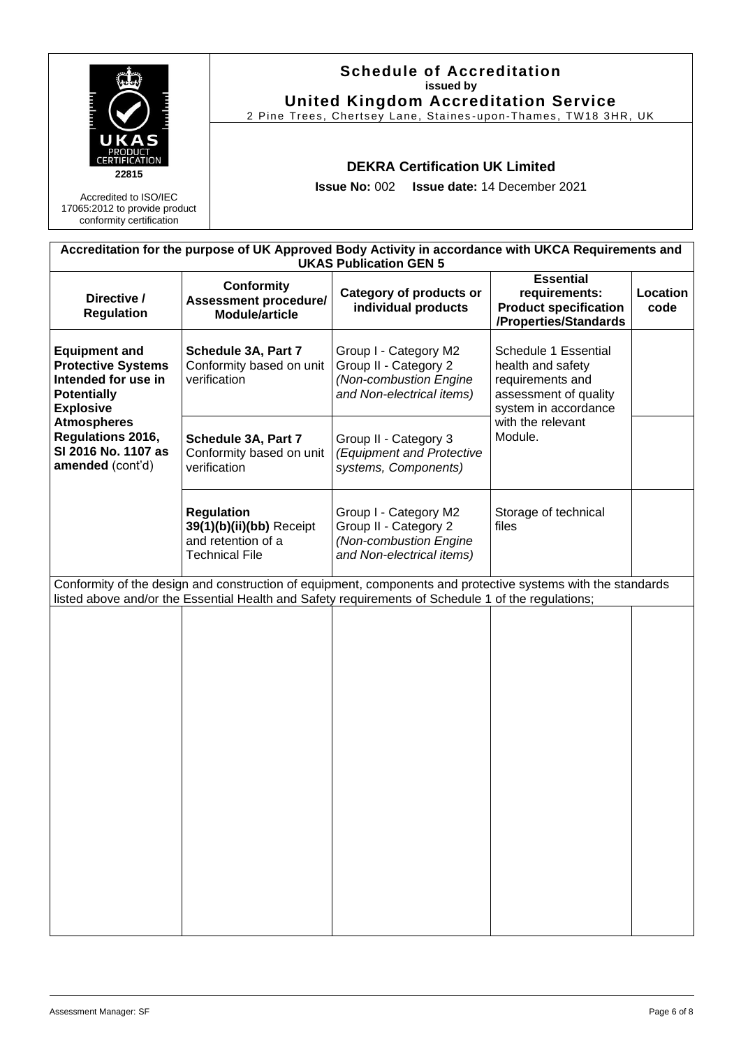**Schedule of Accreditation**
**issued by**
**United Kingdom Accreditation Service**
2 Pine Trees, Chertsey Lane, Staines-upon-Thames, TW18 3HR, UK

22815

Accredited to ISO/IEC 17065:2012 to provide product conformity certification

**DEKRA Certification UK Limited**

**Issue No:** 002 **Issue date:** 14 December 2021

**Accreditation for the purpose of UK Approved Body Activity in accordance with UKCA Requirements and UKAS Publication GEN 5**

| Directive / Regulation | Conformity Assessment procedure/ Module/article | Category of products or individual products | Essential requirements: Product specification /Properties/Standards | Location code |
|---|---|---|---|---|
| **Equipment and Protective Systems Intended for use in Potentially Explosive Atmospheres Regulations 2016, SI 2016 No. 1107 as amended** (cont'd) | **Schedule 3A, Part 7** Conformity based on unit verification | Group I - Category M2<br>Group II - Category 2<br>*(Non-combustion Engine and Non-electrical items)* | Schedule 1 Essential health and safety requirements and assessment of quality system in accordance with the relevant Module. | |
| | **Schedule 3A, Part 7** Conformity based on unit verification | Group II - Category 3<br>*(Equipment and Protective systems, Components)* | | |
| | **Regulation 39(1)(b)(ii)(bb)** Receipt and retention of a Technical File | Group I - Category M2<br>Group II - Category 2<br>*(Non-combustion Engine and Non-electrical items)* | Storage of technical files | |

Conformity of the design and construction of equipment, components and protective systems with the standards listed above and/or the Essential Health and Safety requirements of Schedule 1 of the regulations;

Assessment Manager: SF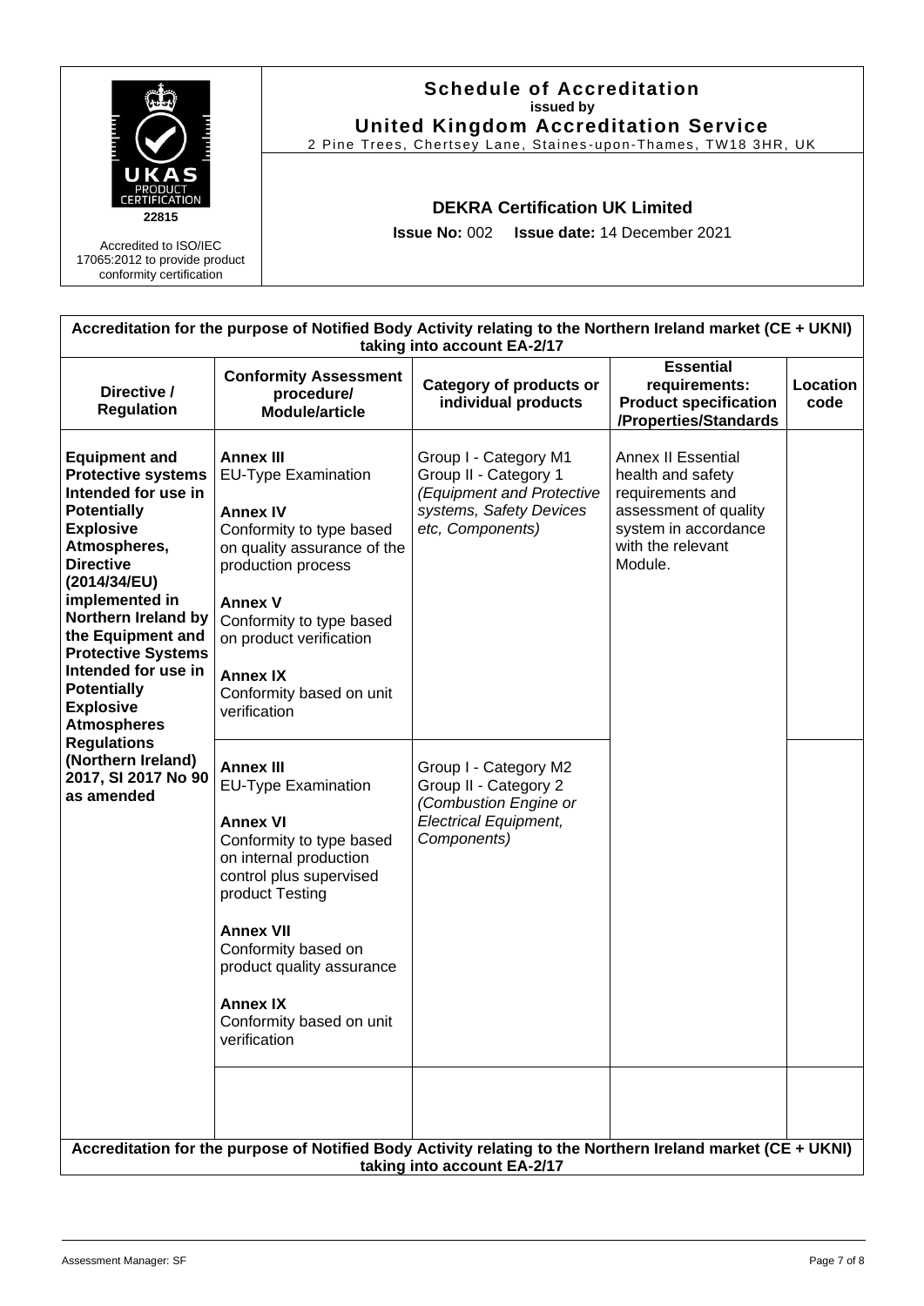**Schedule of Accreditation**
**issued by**
**United Kingdom Accreditation Service**
2 Pine Trees, Chertsey Lane, Staines-upon-Thames, TW18 3HR, UK

UKAS PRODUCT CERTIFICATION
22815

Accredited to ISO/IEC 17065:2012 to provide product conformity certification

**DEKRA Certification UK Limited**

**Issue No:** 002 **Issue date:** 14 December 2021

| **Accreditation for the purpose of Notified Body Activity relating to the Northern Ireland market (CE + UKNI) taking into account EA-2/17** | | | | |
|---|---|---|---|---|
| **Directive / Regulation** | **Conformity Assessment procedure/ Module/article** | **Category of products or individual products** | **Essential requirements: Product specification /Properties/Standards** | **Location code** |
| **Equipment and Protective systems Intended for use in Potentially Explosive Atmospheres, Directive (2014/34/EU) implemented in Northern Ireland by the Equipment and Protective Systems Intended for use in Potentially Explosive Atmospheres Regulations (Northern Ireland) 2017, SI 2017 No 90 as amended** | **Annex III** EU-Type Examination<br><br>**Annex IV** Conformity to type based on quality assurance of the production process<br><br>**Annex V** Conformity to type based on product verification<br><br>**Annex IX** Conformity based on unit verification | Group I - Category M1<br>Group II - Category 1<br>*(Equipment and Protective systems, Safety Devices etc, Components)* | Annex II Essential health and safety requirements and assessment of quality system in accordance with the relevant Module. | |
| | **Annex III** EU-Type Examination<br><br>**Annex VI** Conformity to type based on internal production control plus supervised product Testing<br><br>**Annex VII** Conformity based on product quality assurance<br><br>**Annex IX** Conformity based on unit verification | Group I - Category M2<br>Group II - Category 2<br>*(Combustion Engine or Electrical Equipment, Components)* | | |
| | | | | |
| **Accreditation for the purpose of Notified Body Activity relating to the Northern Ireland market (CE + UKNI) taking into account EA-2/17** | | | | |

Assessment Manager: SF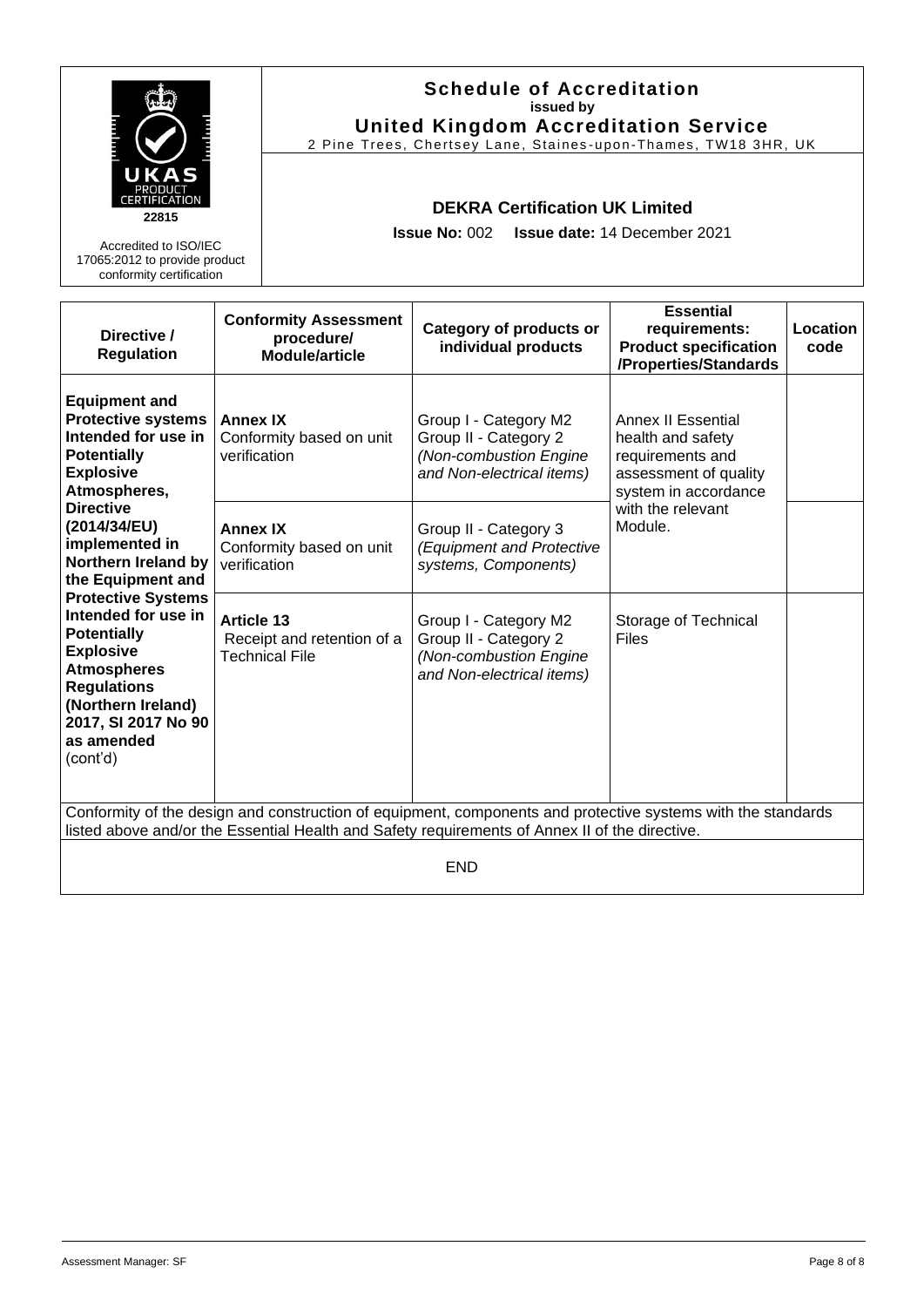**Schedule of Accreditation**
**issued by**
**United Kingdom Accreditation Service**
2 Pine Trees, Chertsey Lane, Staines-upon-Thames, TW18 3HR, UK

22815

Accredited to ISO/IEC 17065:2012 to provide product conformity certification

**DEKRA Certification UK Limited**

**Issue No:** 002 **Issue date:** 14 December 2021

| Directive / Regulation | Conformity Assessment procedure/ Module/article | Category of products or individual products | Essential requirements: Product specification /Properties/Standards | Location code |
|---|---|---|---|---|
| **Equipment and Protective systems Intended for use in Potentially Explosive Atmospheres, Directive (2014/34/EU) implemented in Northern Ireland by the Equipment and Protective Systems Intended for use in Potentially Explosive Atmospheres Regulations (Northern Ireland) 2017, SI 2017 No 90 as amended** (cont'd) | **Annex IX** Conformity based on unit verification | Group I - Category M2 Group II - Category 2 *(Non-combustion Engine and Non-electrical items)* | Annex II Essential health and safety requirements and assessment of quality system in accordance with the relevant Module. | |
| | **Annex IX** Conformity based on unit verification | Group II - Category 3 *(Equipment and Protective systems, Components)* | | |
| | **Article 13** Receipt and retention of a Technical File | Group I - Category M2 Group II - Category 2 *(Non-combustion Engine and Non-electrical items)* | Storage of Technical Files | |

Conformity of the design and construction of equipment, components and protective systems with the standards listed above and/or the Essential Health and Safety requirements of Annex II of the directive.

END

Assessment Manager: SF